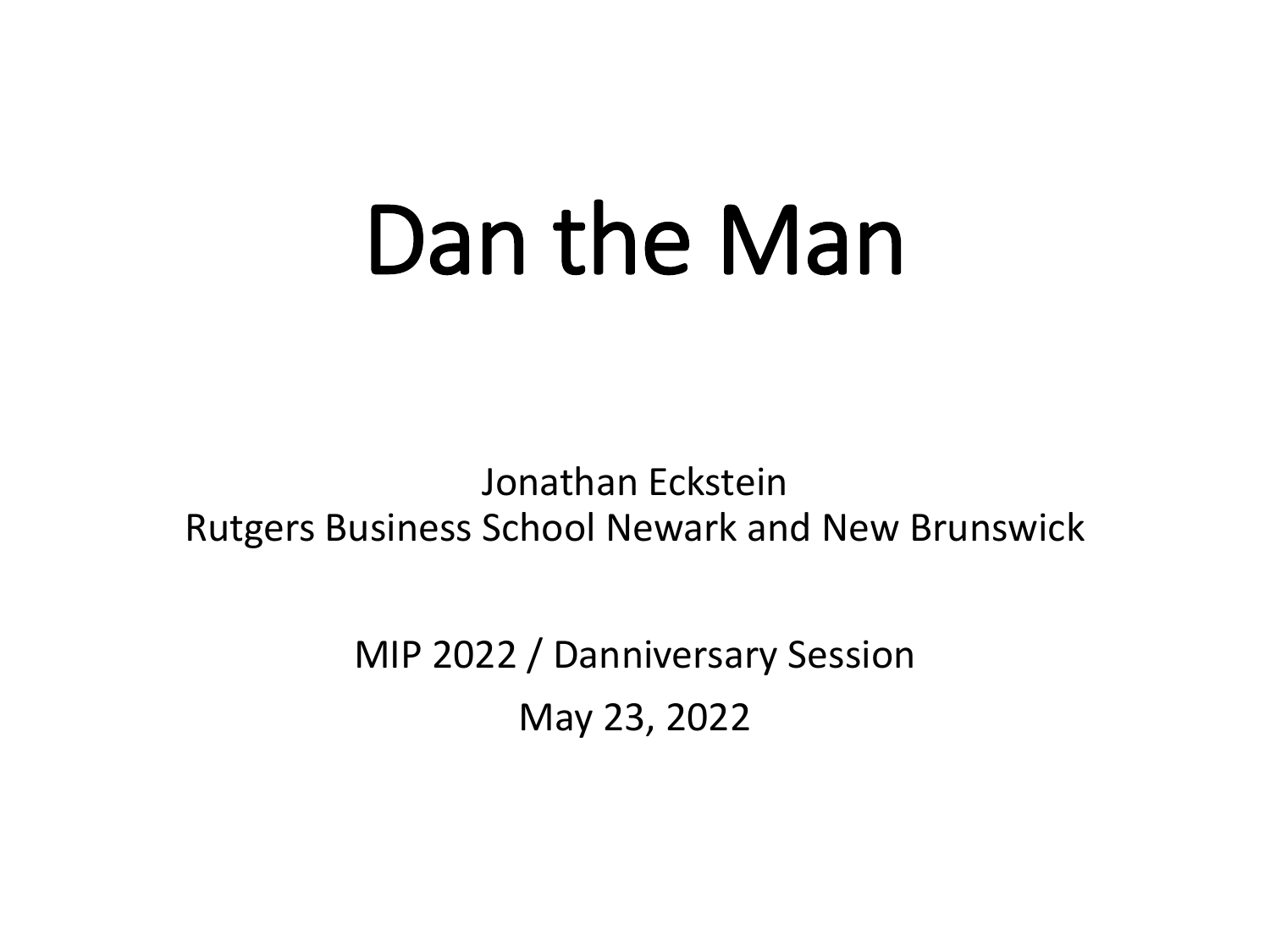# Dan the Man

Jonathan Eckstein
Rutgers Business School Newark and New Brunswick

MIP 2022 / Danniversary Session

May 23, 2022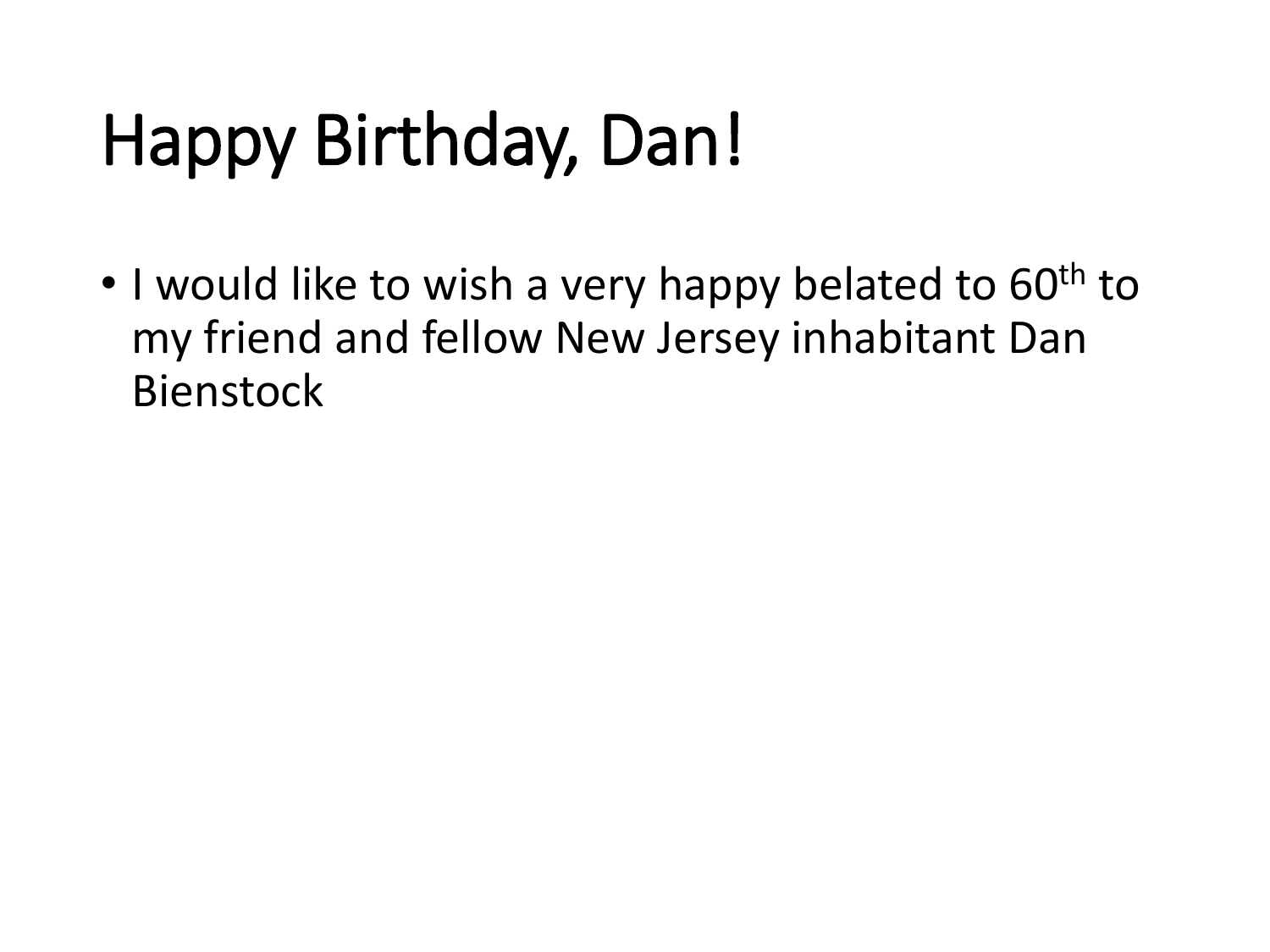# Happy Birthday, Dan!

- I would like to wish a very happy belated to 60th to my friend and fellow New Jersey inhabitant Dan Bienstock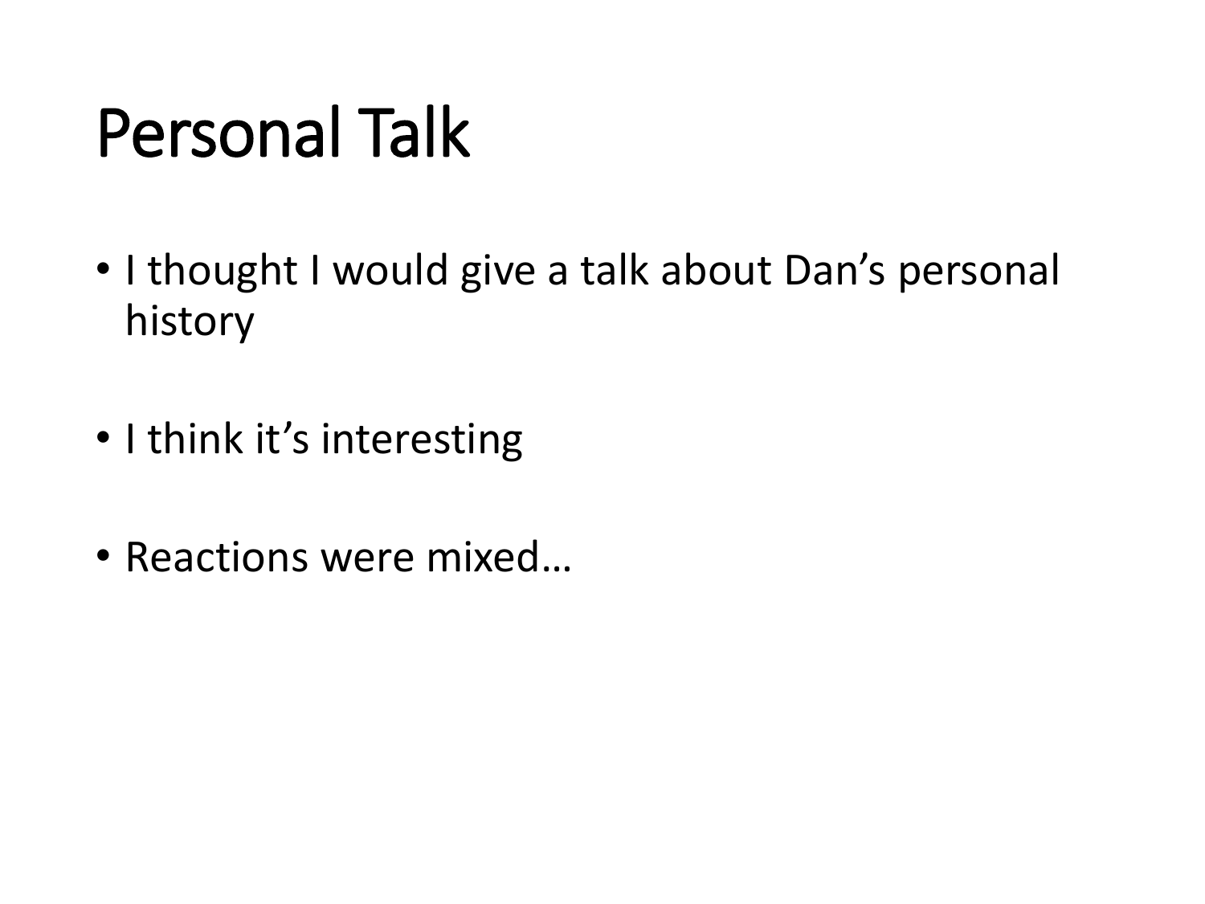# Personal Talk

- I thought I would give a talk about Dan's personal history
- I think it's interesting
- Reactions were mixed…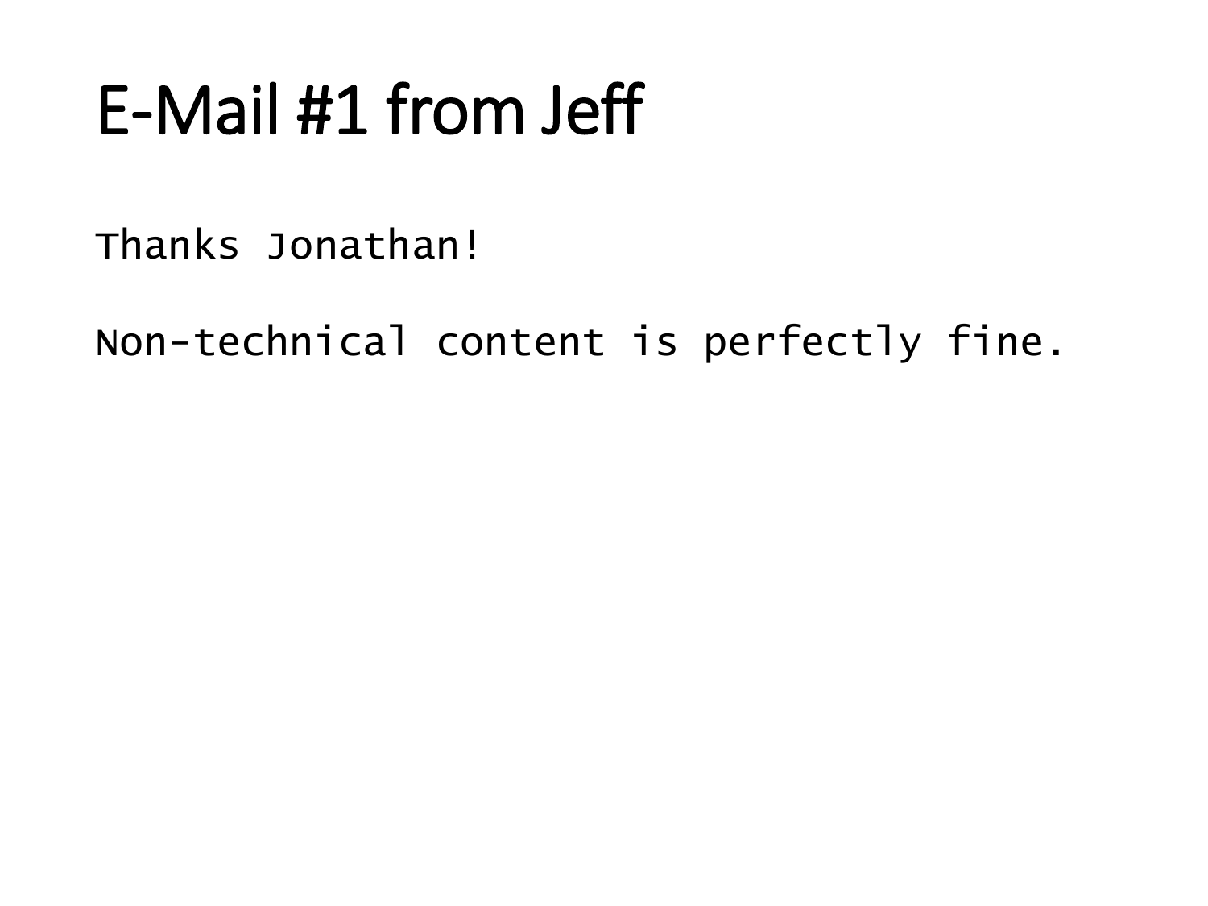# E-Mail #1 from Jeff

```
Thanks Jonathan!

Non-technical content is perfectly fine.
```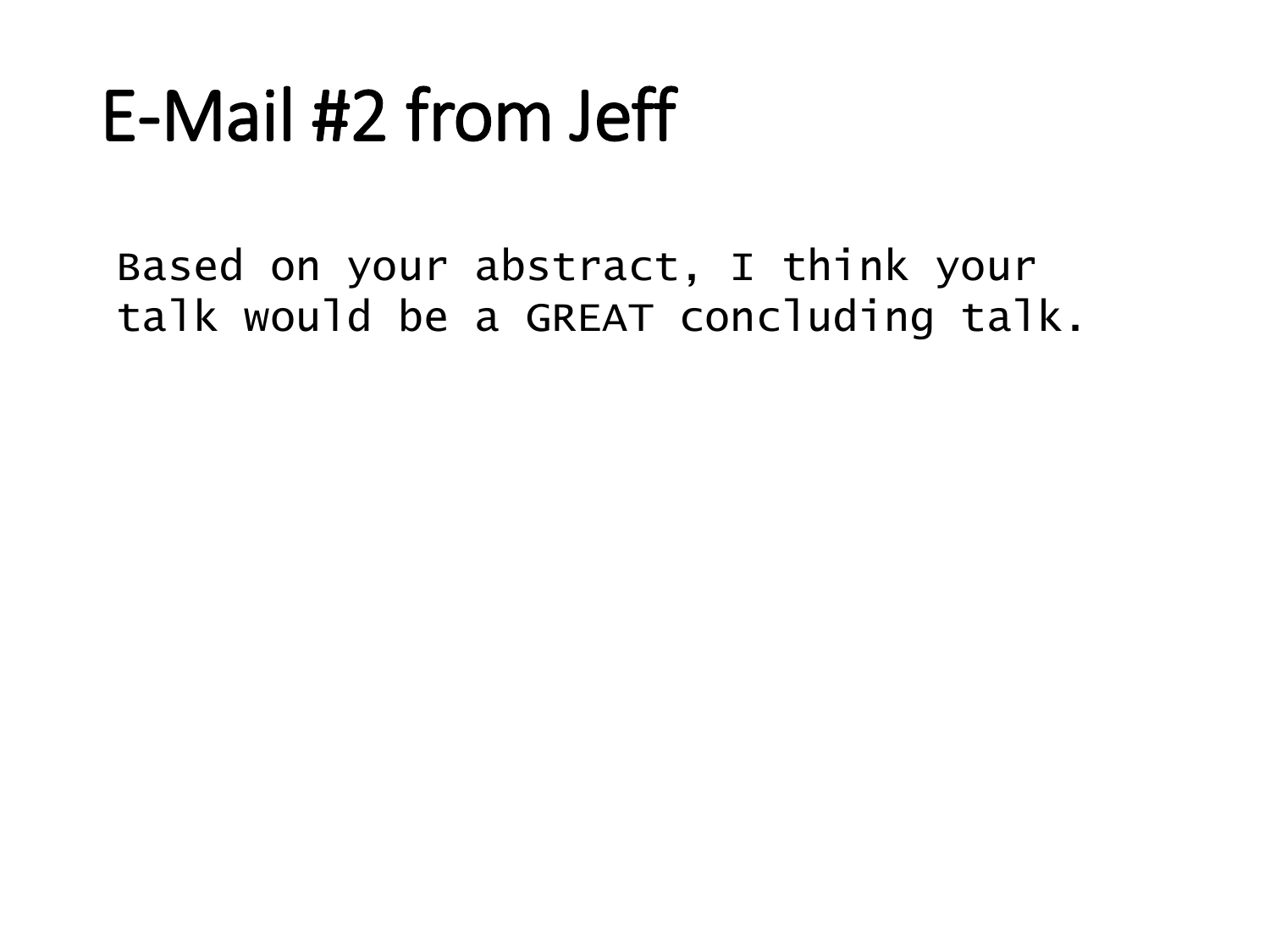# E-Mail #2 from Jeff

```
Based on your abstract, I think your
talk would be a GREAT concluding talk.
```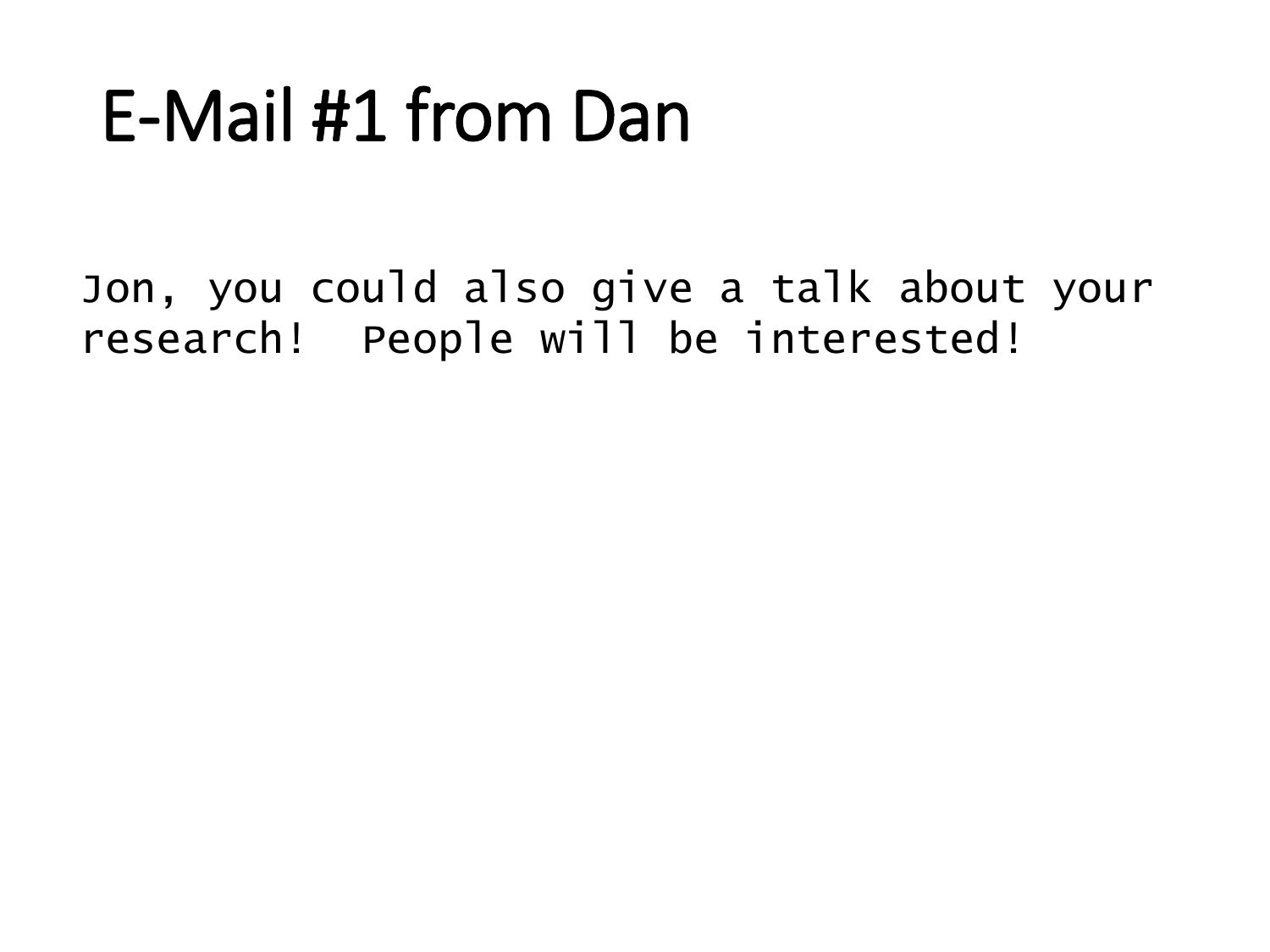# E-Mail #1 from Dan

```
Jon, you could also give a talk about your
research!  People will be interested!
```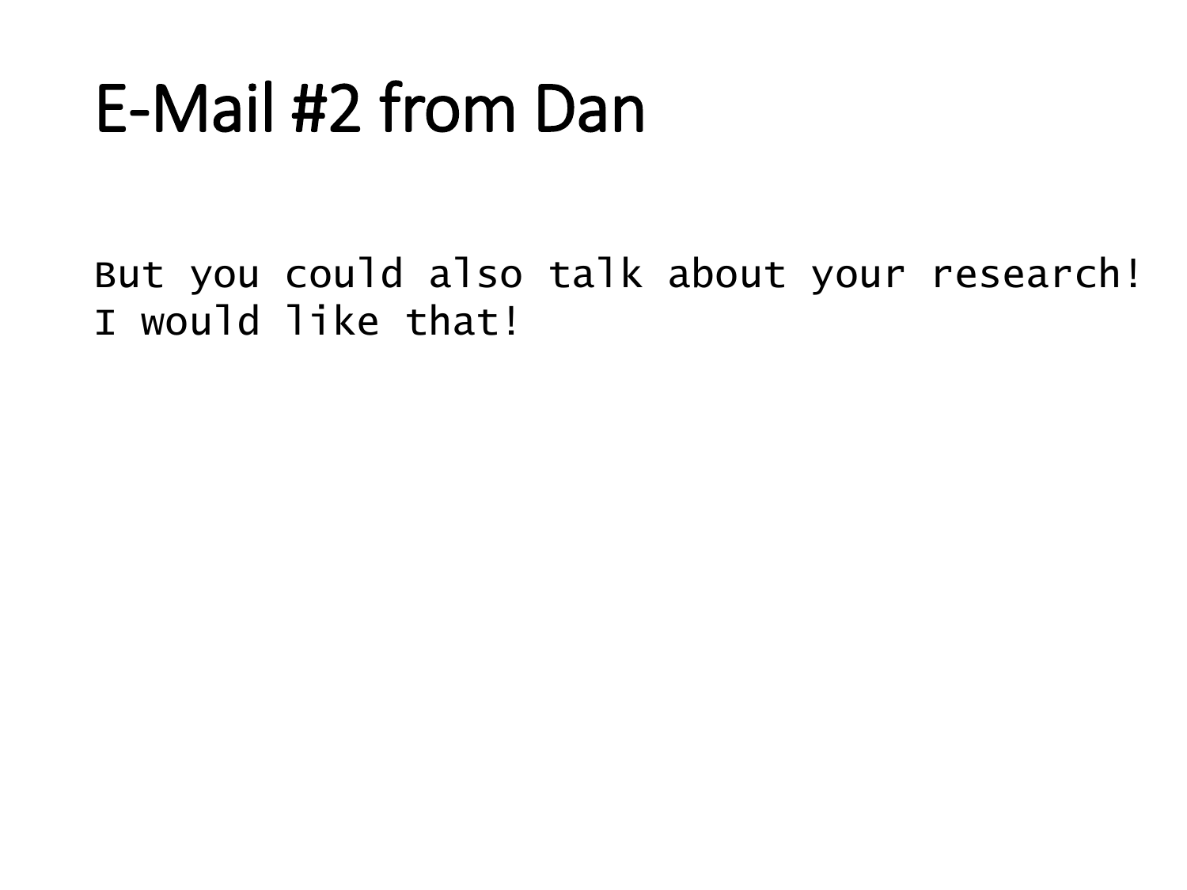# E-Mail #2 from Dan

```
But you could also talk about your research!
I would like that!
```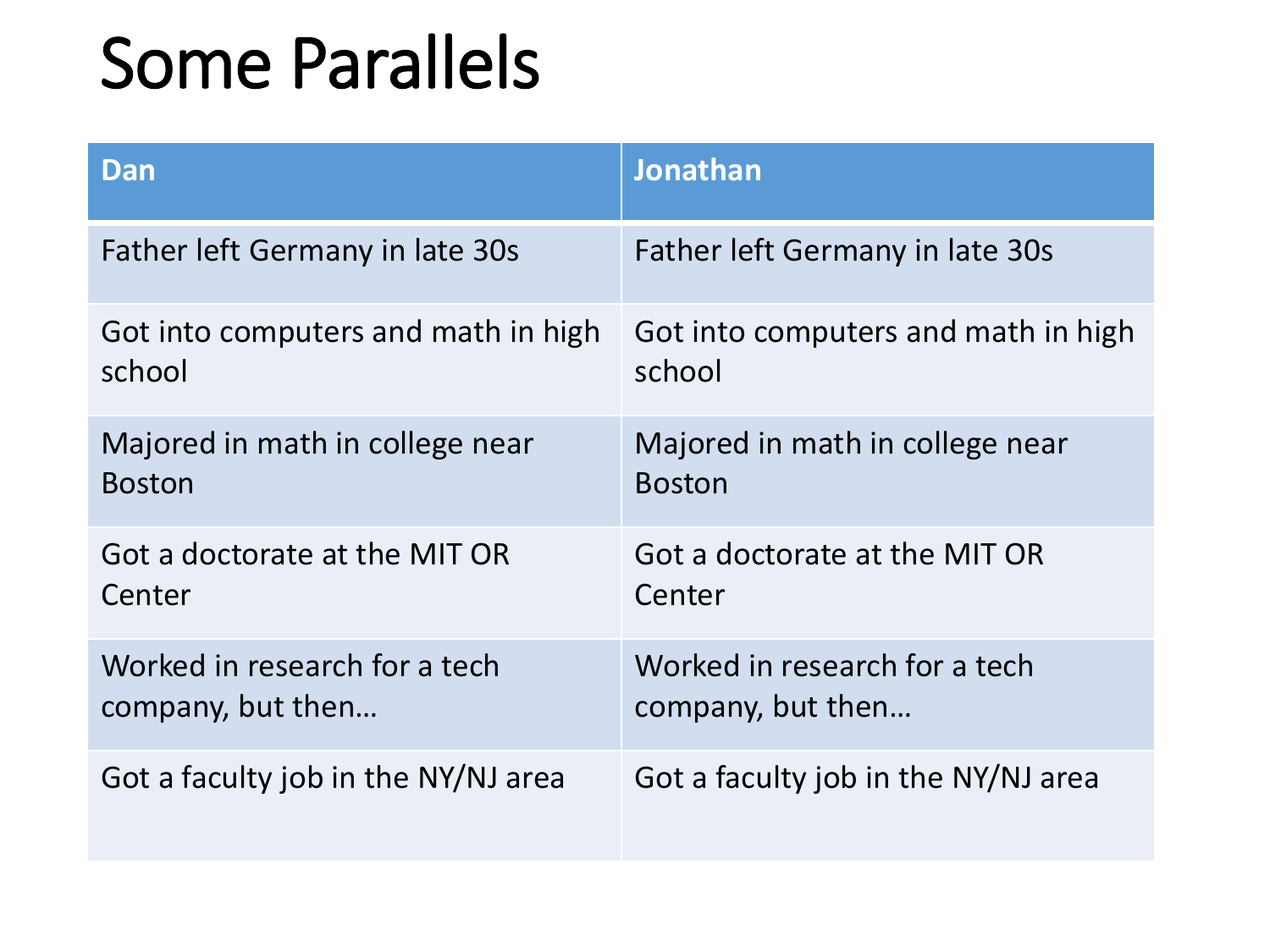# Some Parallels

| Dan | Jonathan |
|---|---|
| Father left Germany in late 30s | Father left Germany in late 30s |
| Got into computers and math in high school | Got into computers and math in high school |
| Majored in math in college near Boston | Majored in math in college near Boston |
| Got a doctorate at the MIT OR Center | Got a doctorate at the MIT OR Center |
| Worked in research for a tech company, but then… | Worked in research for a tech company, but then… |
| Got a faculty job in the NY/NJ area | Got a faculty job in the NY/NJ area |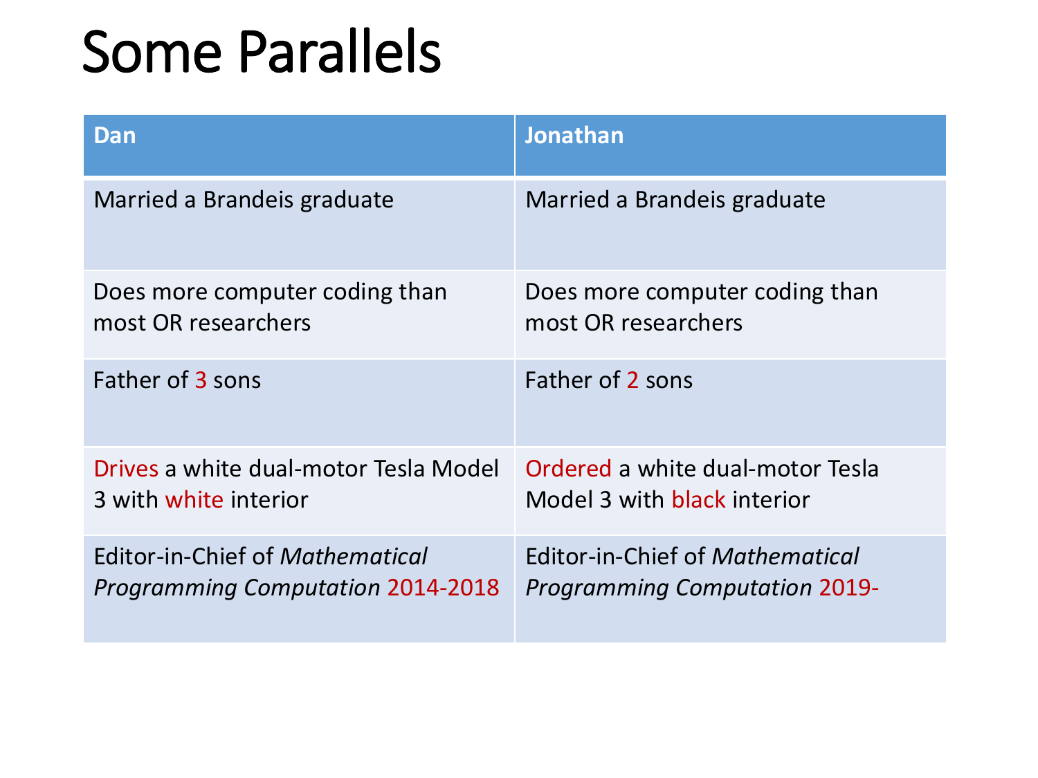# Some Parallels

| Dan | Jonathan |
| --- | --- |
| Married a Brandeis graduate | Married a Brandeis graduate |
| Does more computer coding than most OR researchers | Does more computer coding than most OR researchers |
| Father of 3 sons | Father of 2 sons |
| Drives a white dual-motor Tesla Model 3 with white interior | Ordered a white dual-motor Tesla Model 3 with black interior |
| Editor-in-Chief of *Mathematical Programming Computation* 2014-2018 | Editor-in-Chief of *Mathematical Programming Computation* 2019- |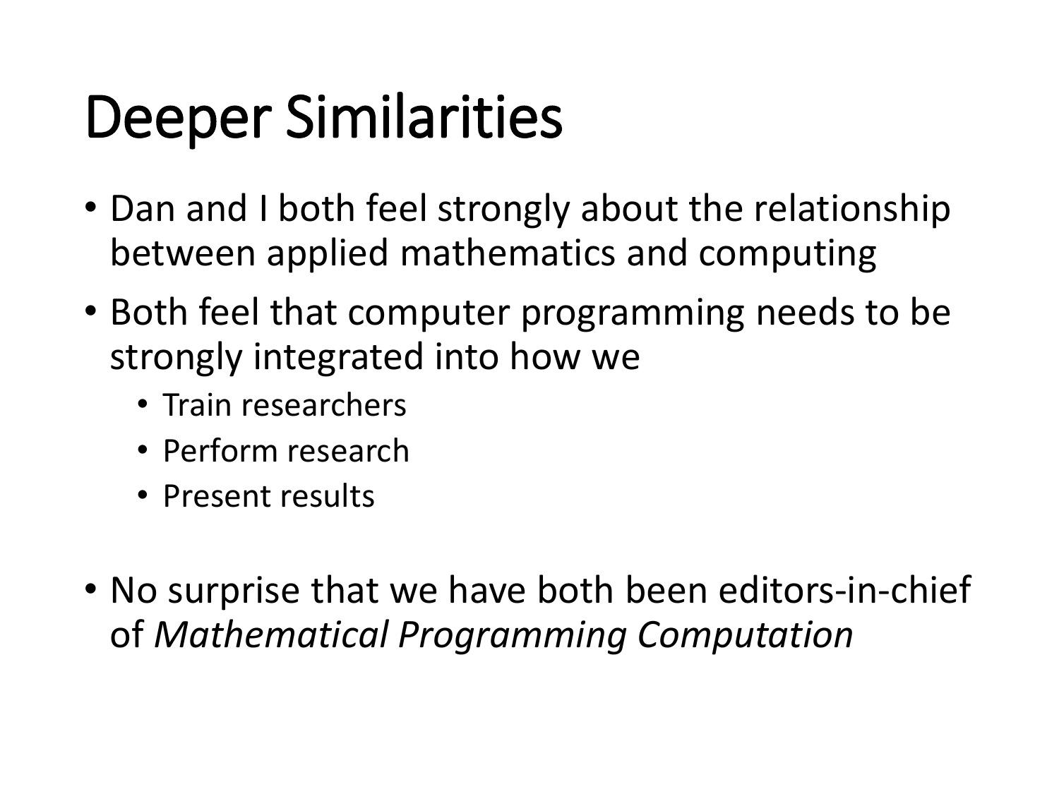# Deeper Similarities

- Dan and I both feel strongly about the relationship between applied mathematics and computing
- Both feel that computer programming needs to be strongly integrated into how we
  - Train researchers
  - Perform research
  - Present results
- No surprise that we have both been editors-in-chief of *Mathematical Programming Computation*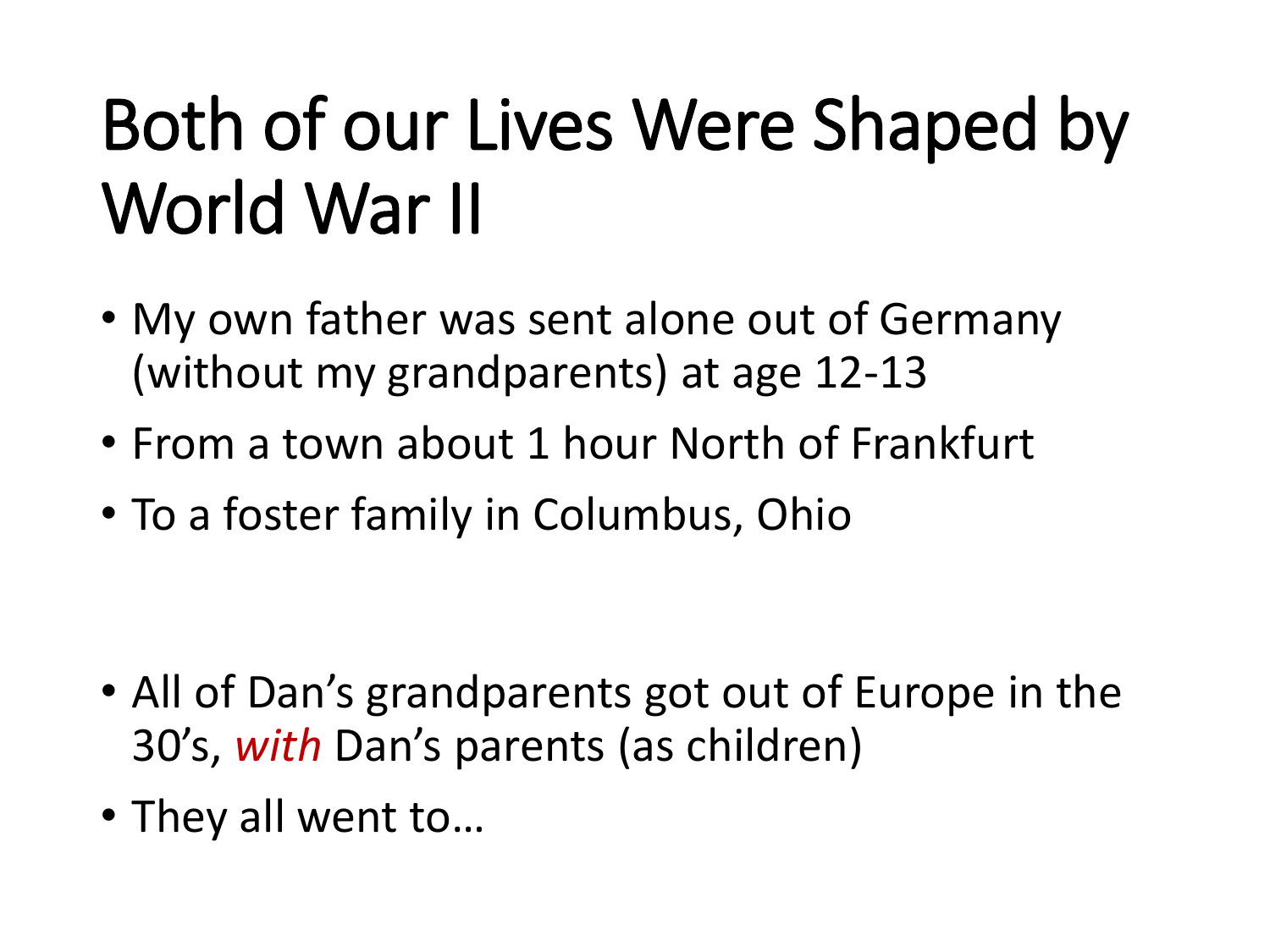# Both of our Lives Were Shaped by World War II

- My own father was sent alone out of Germany (without my grandparents) at age 12-13
- From a town about 1 hour North of Frankfurt
- To a foster family in Columbus, Ohio

- All of Dan's grandparents got out of Europe in the 30's, *with* Dan's parents (as children)
- They all went to…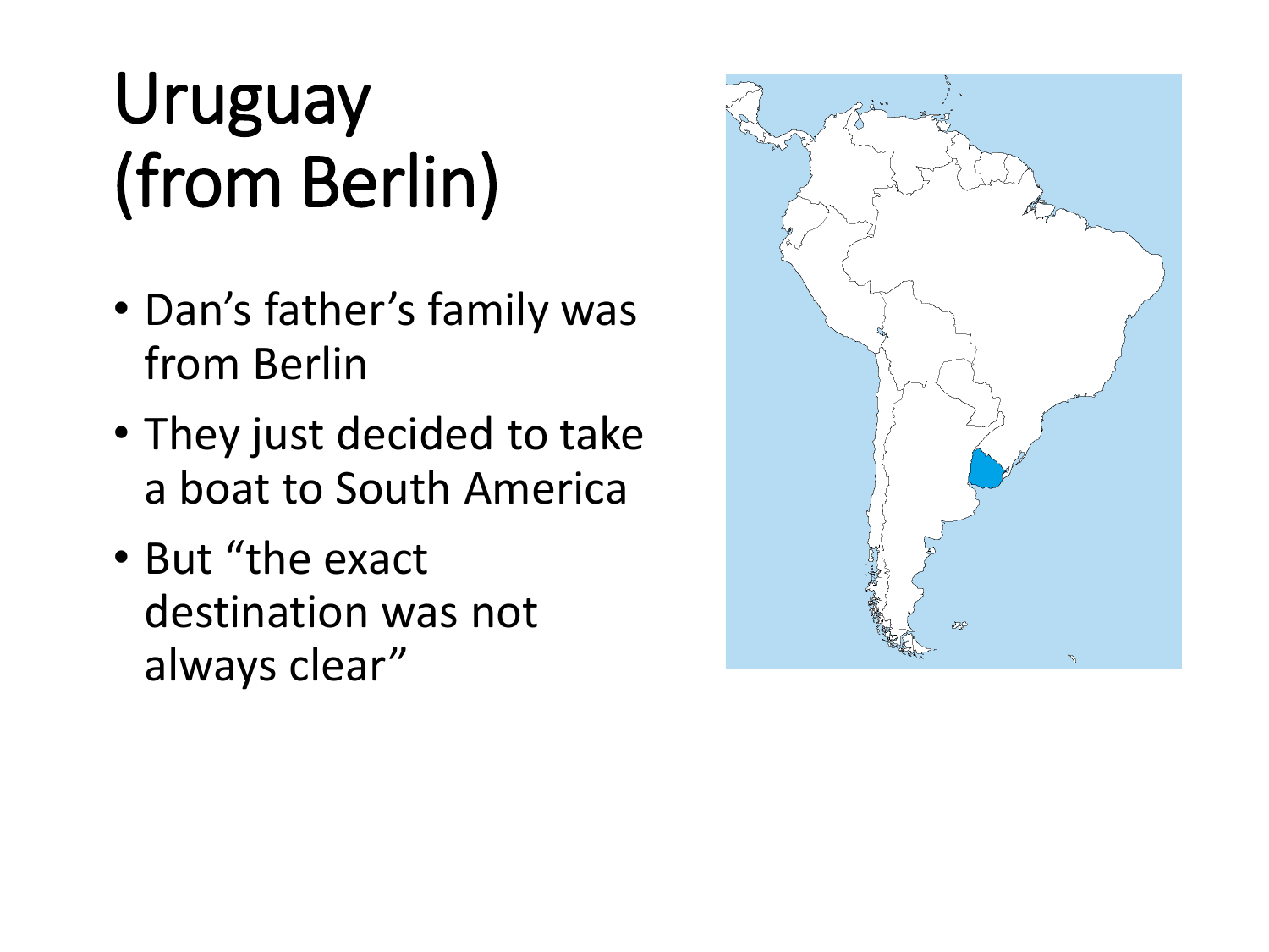# Uruguay (from Berlin)

- Dan's father's family was from Berlin
- They just decided to take a boat to South America
- But "the exact destination was not always clear"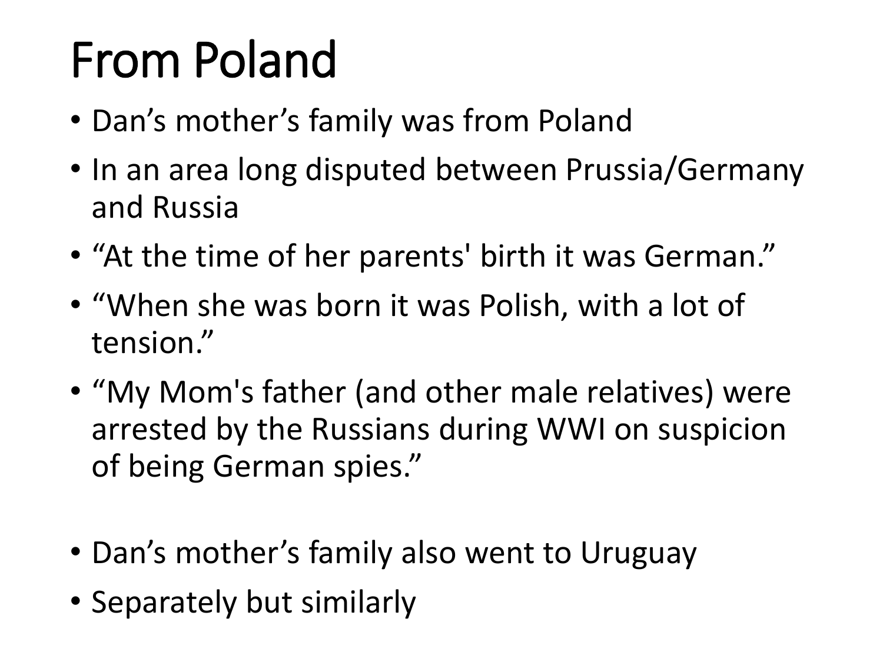# From Poland

- Dan’s mother’s family was from Poland
- In an area long disputed between Prussia/Germany and Russia
- “At the time of her parents' birth it was German.”
- “When she was born it was Polish, with a lot of tension.”
- “My Mom's father (and other male relatives) were arrested by the Russians during WWI on suspicion of being German spies.”

- Dan’s mother’s family also went to Uruguay
- Separately but similarly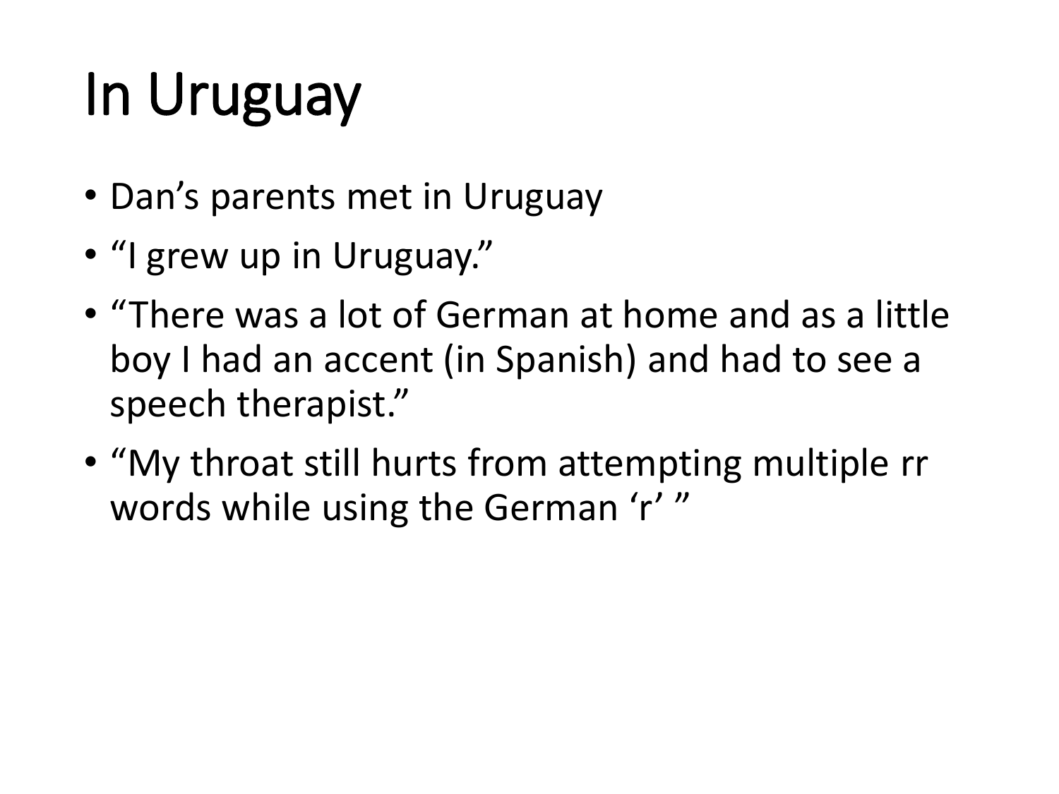# In Uruguay

- Dan's parents met in Uruguay
- "I grew up in Uruguay."
- "There was a lot of German at home and as a little boy I had an accent (in Spanish) and had to see a speech therapist."
- "My throat still hurts from attempting multiple rr words while using the German 'r' "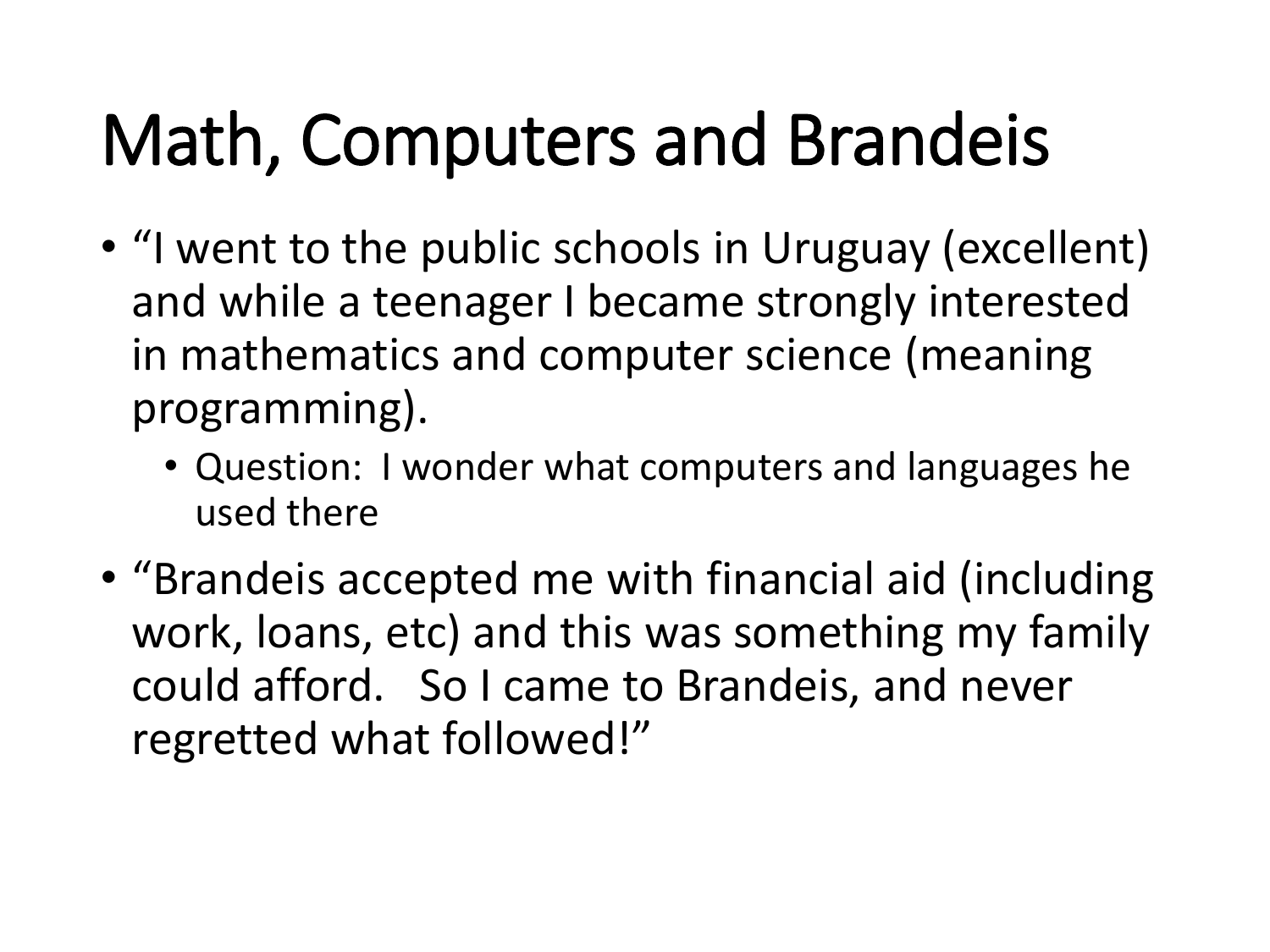# Math, Computers and Brandeis

- "I went to the public schools in Uruguay (excellent) and while a teenager I became strongly interested in mathematics and computer science (meaning programming).
  - Question: I wonder what computers and languages he used there
- "Brandeis accepted me with financial aid (including work, loans, etc) and this was something my family could afford. So I came to Brandeis, and never regretted what followed!"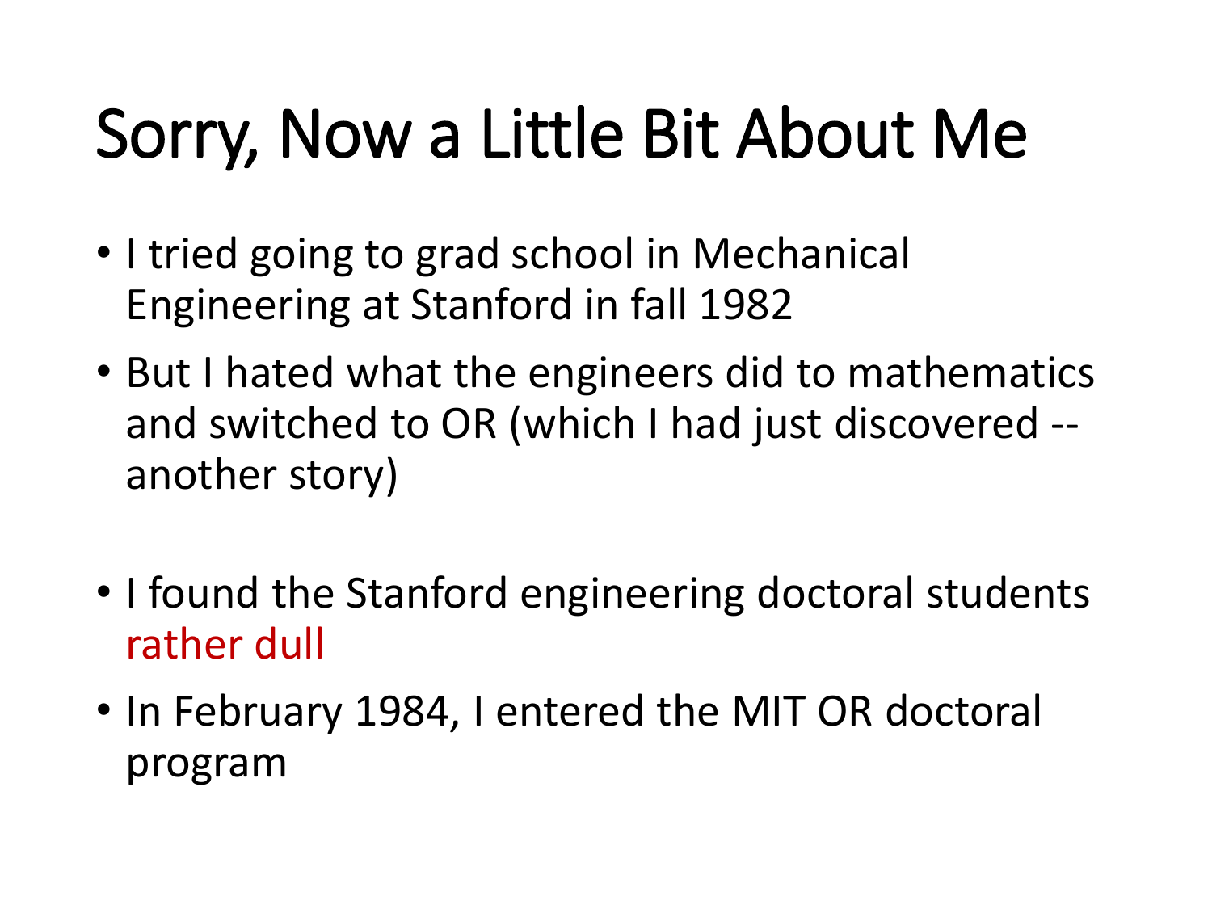# Sorry, Now a Little Bit About Me

- I tried going to grad school in Mechanical Engineering at Stanford in fall 1982
- But I hated what the engineers did to mathematics and switched to OR (which I had just discovered -- another story)

- I found the Stanford engineering doctoral students rather dull
- In February 1984, I entered the MIT OR doctoral program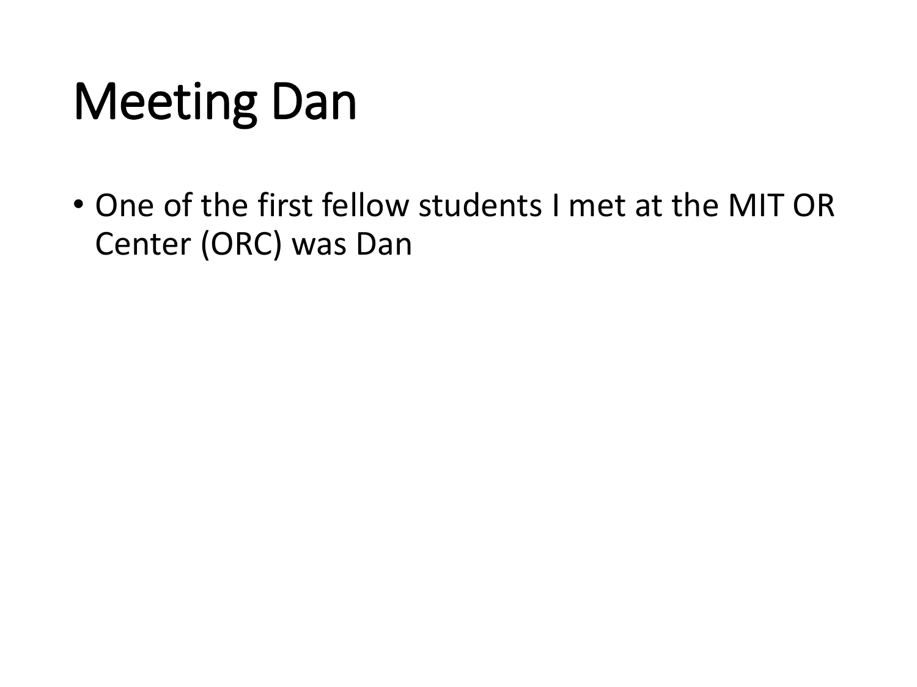# Meeting Dan

- One of the first fellow students I met at the MIT OR Center (ORC) was Dan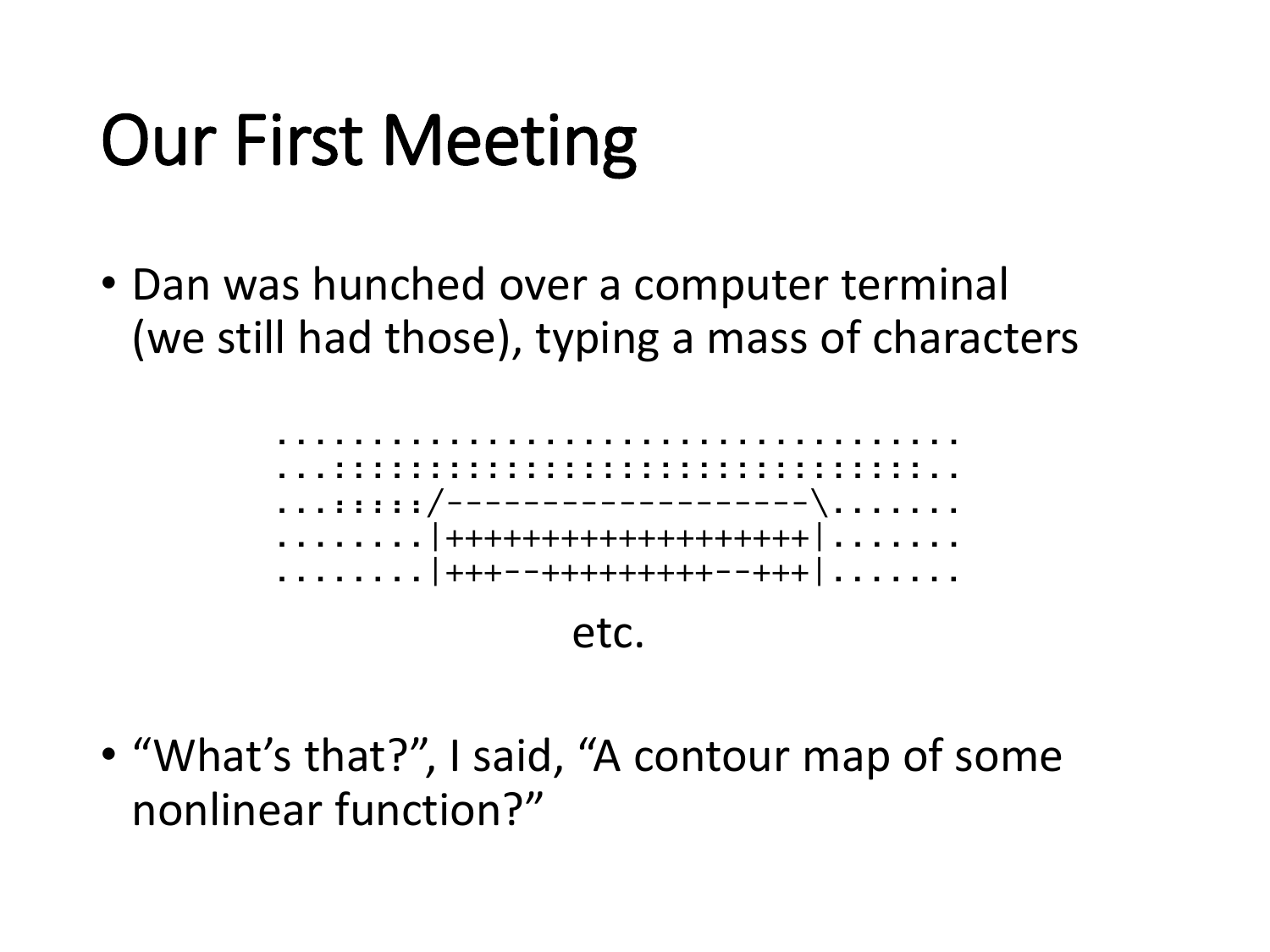# Our First Meeting

- Dan was hunched over a computer terminal (we still had those), typing a mass of characters

```
.....................................
...::::::::::::::::::::::::::::::::..
...:::::/-------------------\.......
........|+++++++++++++++++++|.......
........|+++--+++++++++--+++|.......
```

etc.

- “What’s that?”, I said, “A contour map of some nonlinear function?”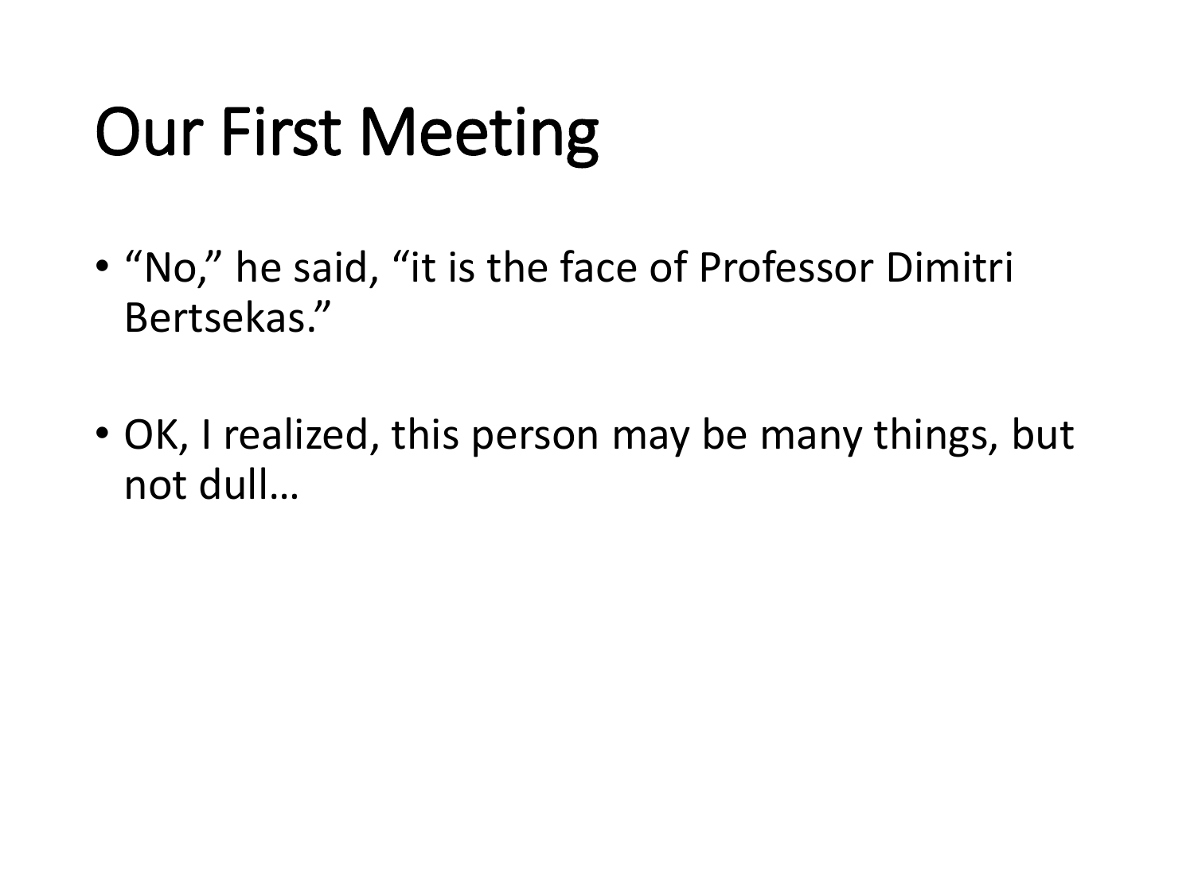# Our First Meeting

- “No,” he said, “it is the face of Professor Dimitri Bertsekas.”

- OK, I realized, this person may be many things, but not dull…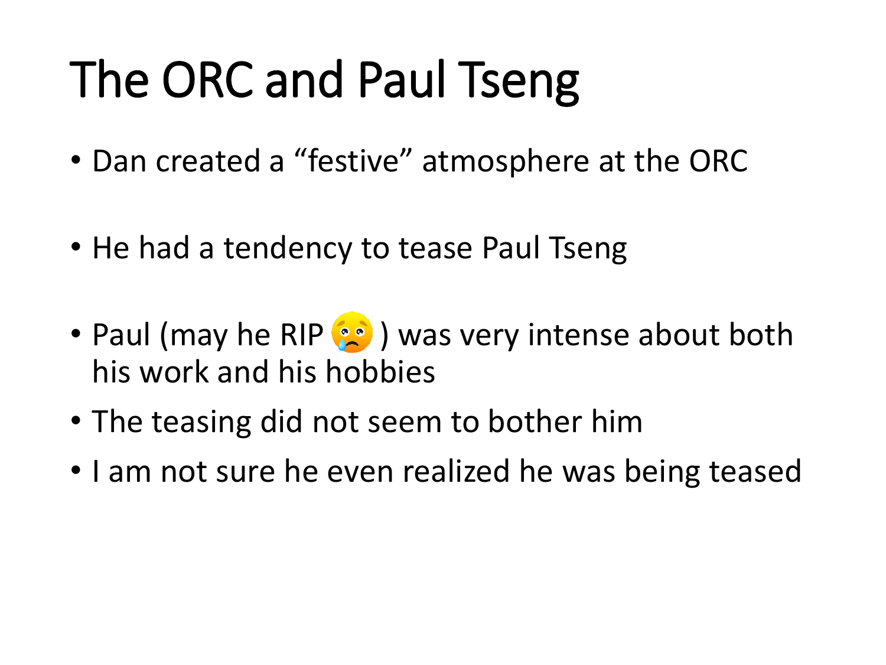# The ORC and Paul Tseng

- Dan created a “festive” atmosphere at the ORC
- He had a tendency to tease Paul Tseng
- Paul (may he RIP 😢 ) was very intense about both his work and his hobbies
- The teasing did not seem to bother him
- I am not sure he even realized he was being teased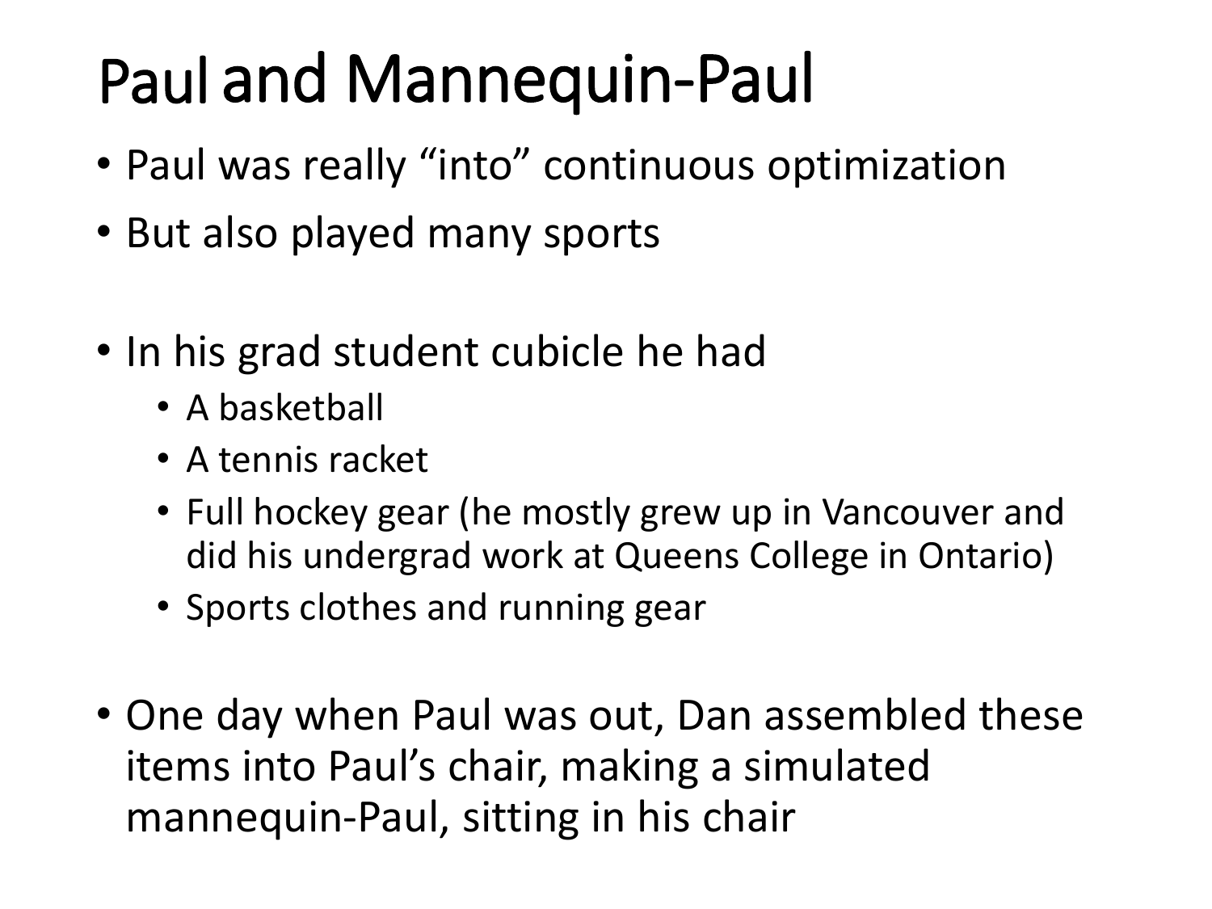# Paul and Mannequin-Paul

- Paul was really “into” continuous optimization
- But also played many sports

- In his grad student cubicle he had
  - A basketball
  - A tennis racket
  - Full hockey gear (he mostly grew up in Vancouver and did his undergrad work at Queens College in Ontario)
  - Sports clothes and running gear

- One day when Paul was out, Dan assembled these items into Paul’s chair, making a simulated mannequin-Paul, sitting in his chair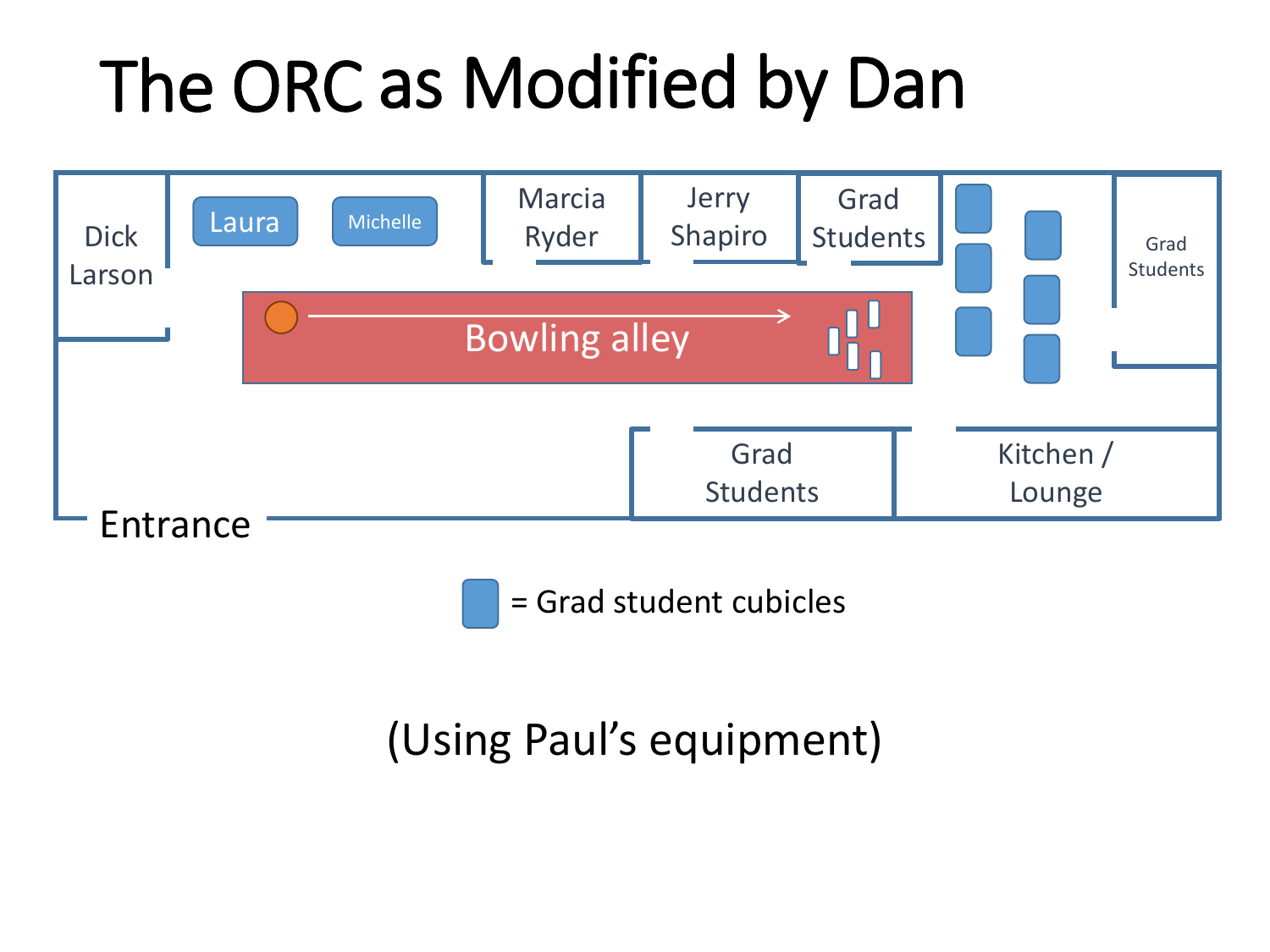# The ORC as Modified by Dan

Dick Larson

Laura

Michelle

Marcia Ryder

Jerry Shapiro

Grad Students

Grad Students

Bowling alley

Grad Students

Kitchen / Lounge

Entrance

= Grad student cubicles

(Using Paul's equipment)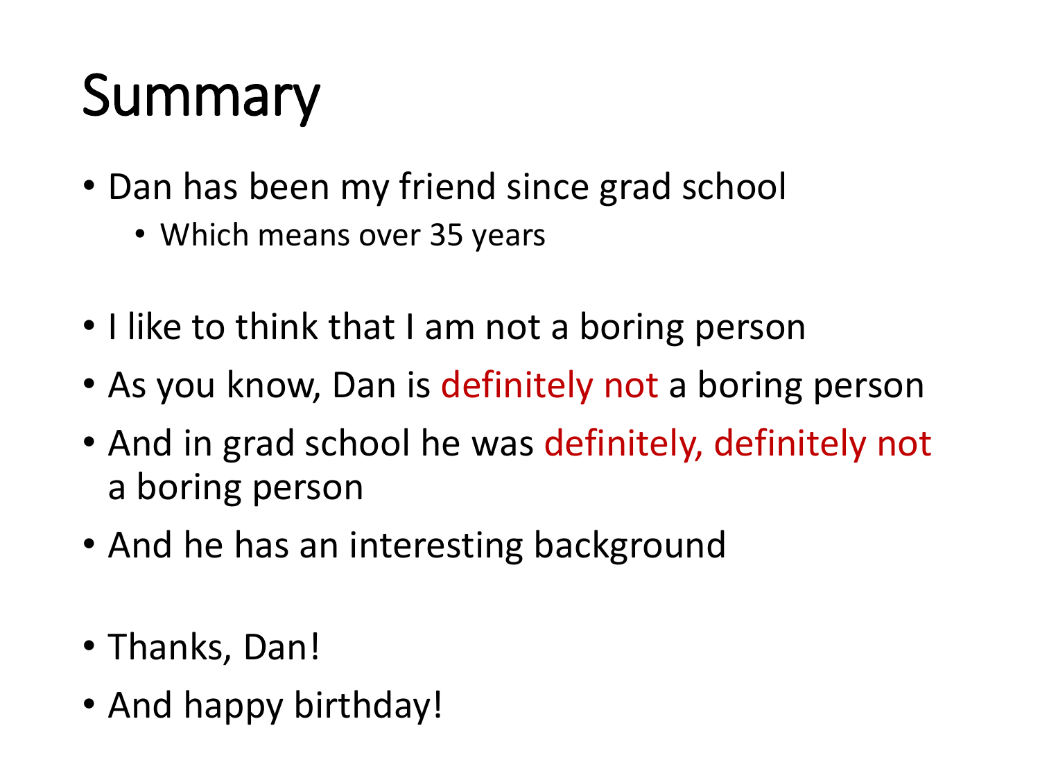# Summary

- Dan has been my friend since grad school
  - Which means over 35 years

- I like to think that I am not a boring person
- As you know, Dan is definitely not a boring person
- And in grad school he was definitely, definitely not a boring person
- And he has an interesting background

- Thanks, Dan!
- And happy birthday!